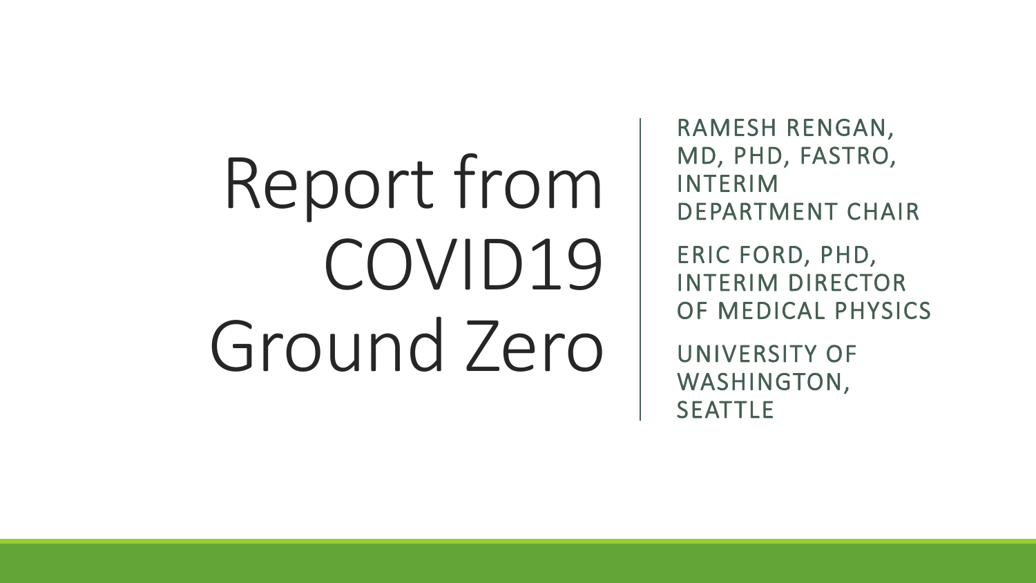# Report from COVID19 Ground Zero

RAMESH RENGAN, MD, PHD, FASTRO, INTERIM DEPARTMENT CHAIR

ERIC FORD, PHD, INTERIM DIRECTOR OF MEDICAL PHYSICS

UNIVERSITY OF WASHINGTON, SEATTLE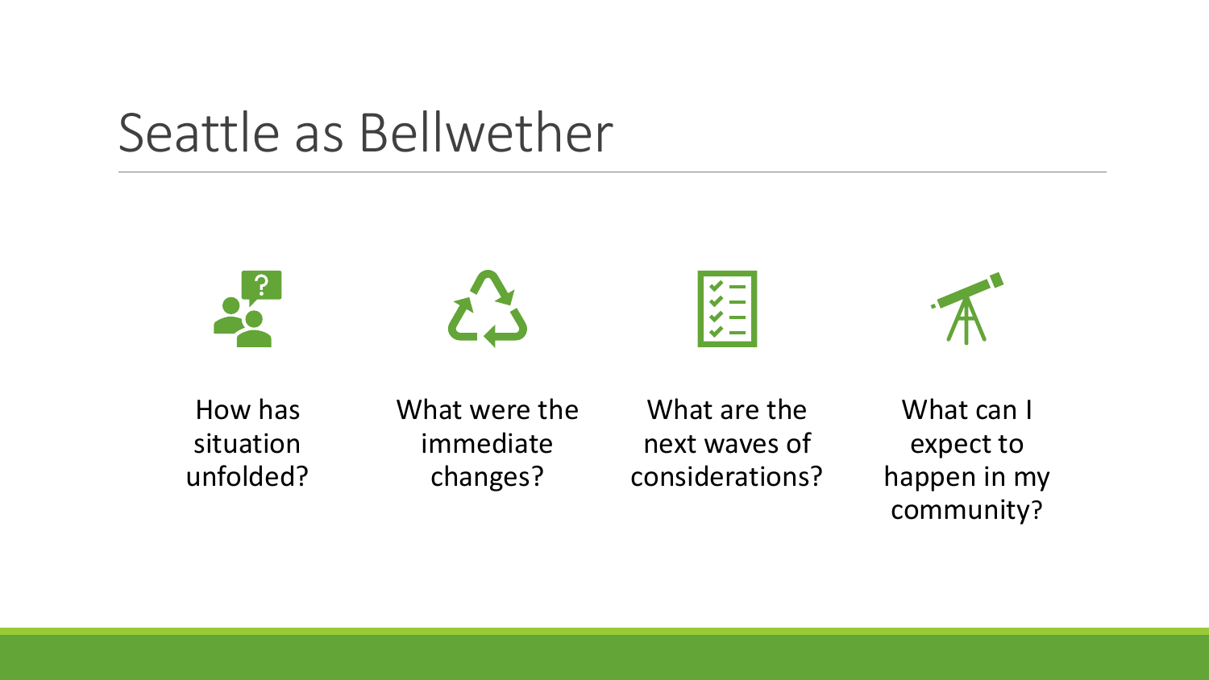# Seattle as Bellwether

- How has situation unfolded?
- What were the immediate changes?
- What are the next waves of considerations?
- What can I expect to happen in my community?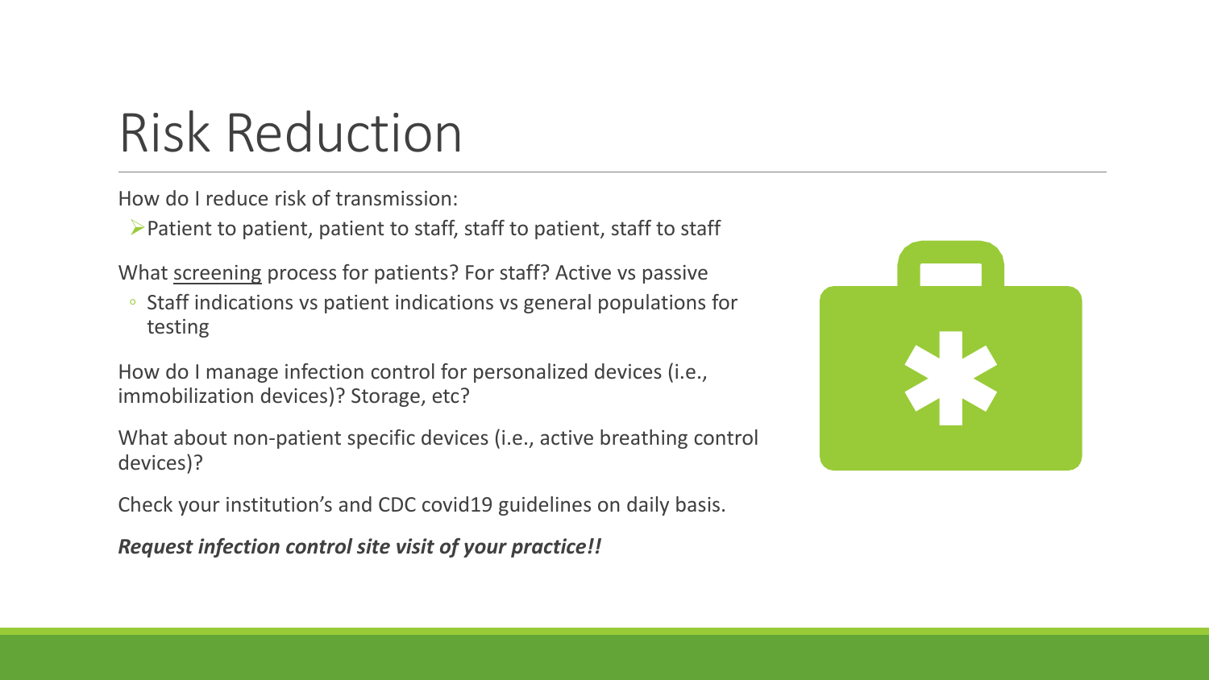# Risk Reduction

How do I reduce risk of transmission:

- Patient to patient, patient to staff, staff to patient, staff to staff

What screening process for patients? For staff? Active vs passive

- Staff indications vs patient indications vs general populations for testing

How do I manage infection control for personalized devices (i.e., immobilization devices)? Storage, etc?

What about non-patient specific devices (i.e., active breathing control devices)?

Check your institution's and CDC covid19 guidelines on daily basis.

***Request infection control site visit of your practice!!***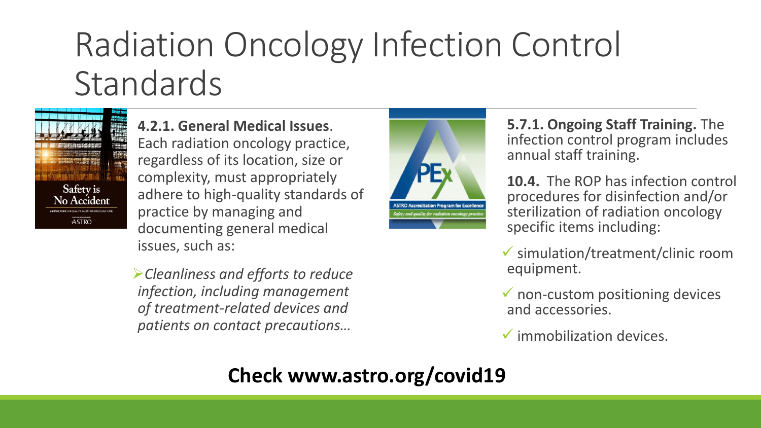# Radiation Oncology Infection Control Standards

**4.2.1. General Medical Issues**. Each radiation oncology practice, regardless of its location, size or complexity, must appropriately adhere to high-quality standards of practice by managing and documenting general medical issues, such as:

- *Cleanliness and efforts to reduce infection, including management of treatment-related devices and patients on contact precautions…*

**5.7.1. Ongoing Staff Training.** The infection control program includes annual staff training.

**10.4.** The ROP has infection control procedures for disinfection and/or sterilization of radiation oncology specific items including:

- ✓ simulation/treatment/clinic room equipment.
- ✓ non-custom positioning devices and accessories.
- ✓ immobilization devices.

**Check www.astro.org/covid19**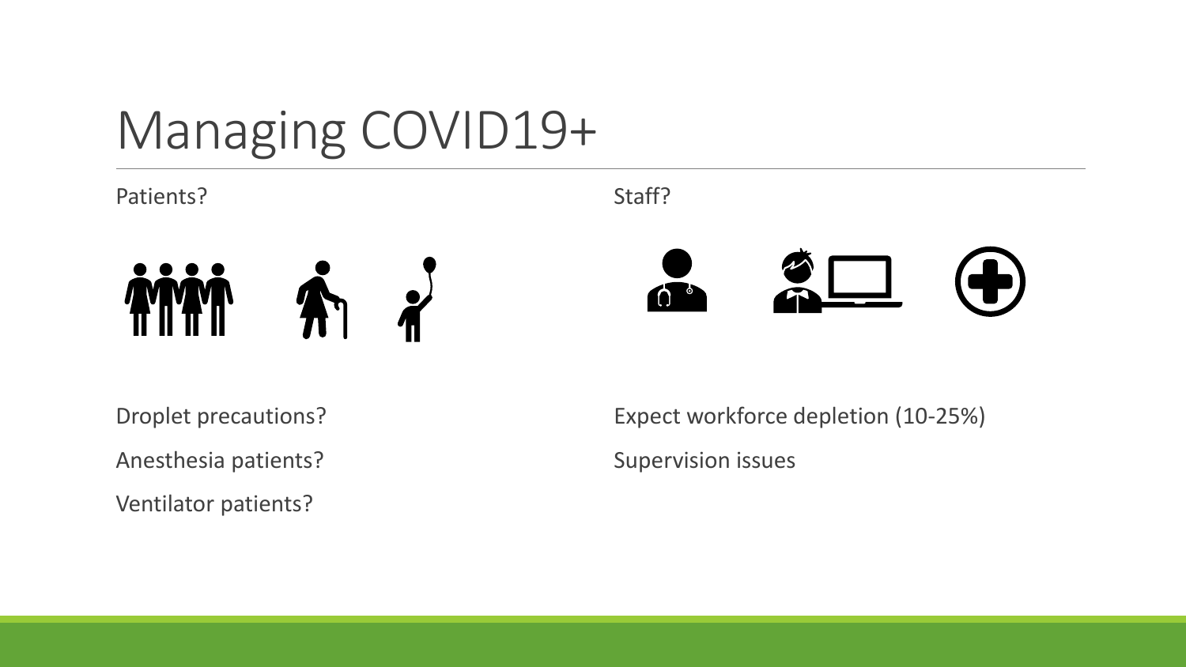# Managing COVID19+

Patients?

Droplet precautions?

Anesthesia patients?

Ventilator patients?

Staff?

Expect workforce depletion (10-25%)

Supervision issues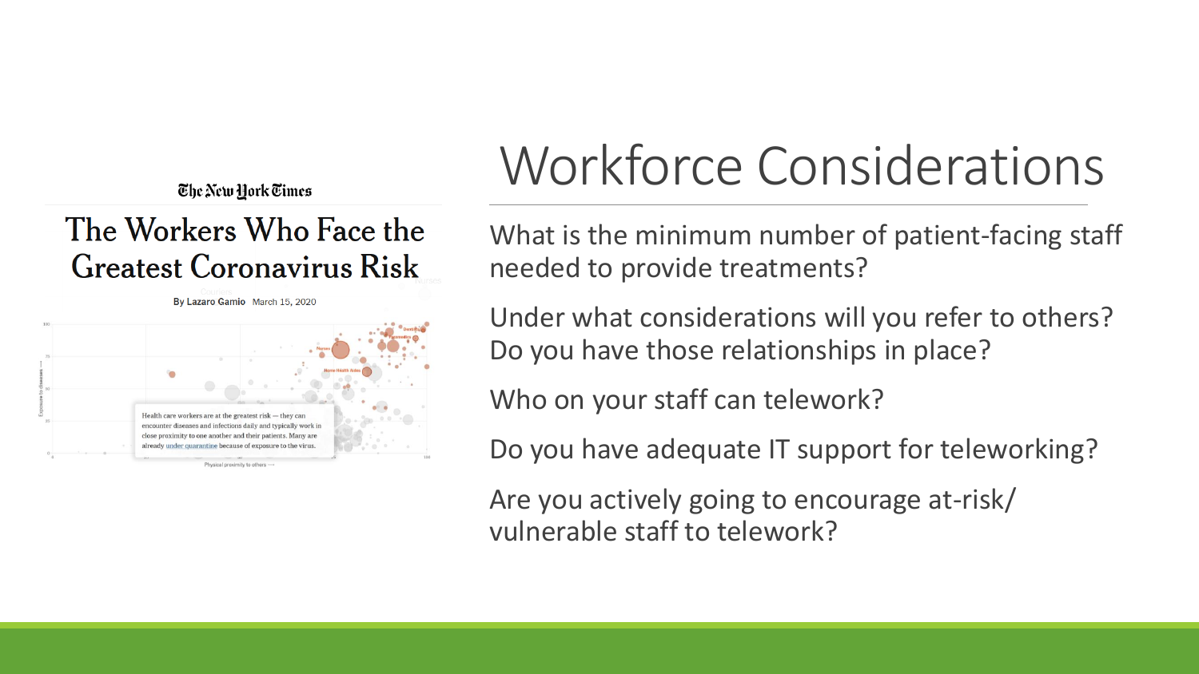The New York Times

The Workers Who Face the Greatest Coronavirus Risk

By Lazaro Gamio March 15, 2020

Health care workers are at the greatest risk — they can encounter diseases and infections daily and typically work in close proximity to one another and their patients. Many are already under quarantine because of exposure to the virus.

# Workforce Considerations

What is the minimum number of patient-facing staff needed to provide treatments?

Under what considerations will you refer to others? Do you have those relationships in place?

Who on your staff can telework?

Do you have adequate IT support for teleworking?

Are you actively going to encourage at-risk/ vulnerable staff to telework?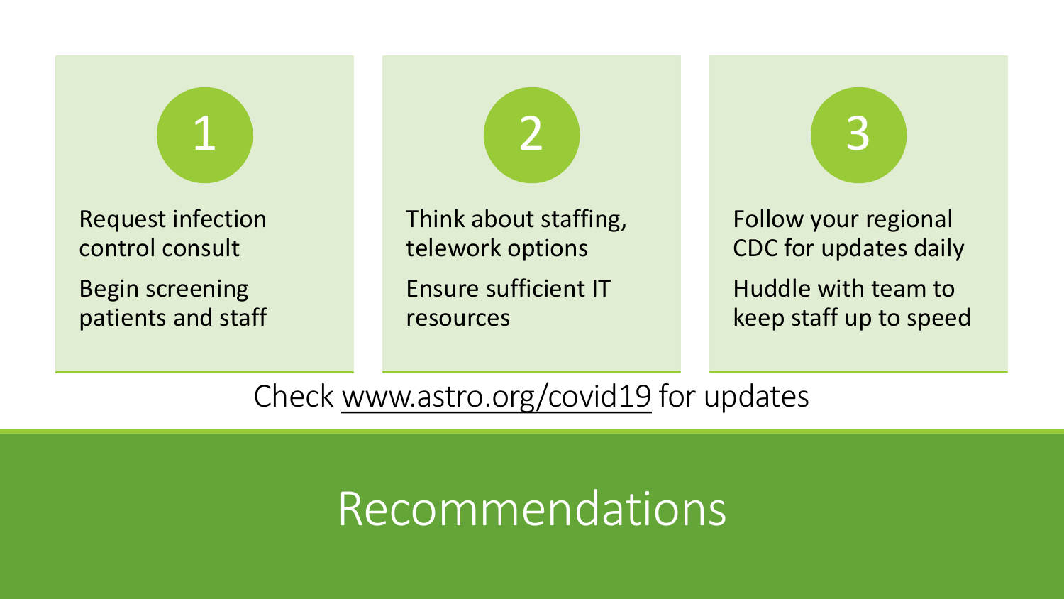# Recommendations

## 1

Request infection control consult

Begin screening patients and staff

## 2

Think about staffing, telework options

Ensure sufficient IT resources

## 3

Follow your regional CDC for updates daily

Huddle with team to keep staff up to speed

Check www.astro.org/covid19 for updates